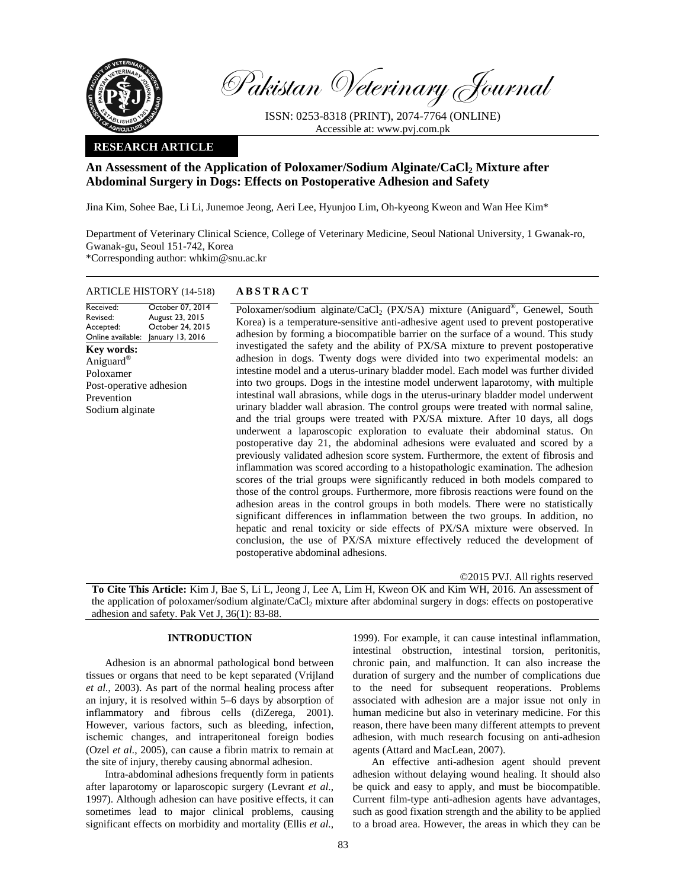Pakistan Veterinary Journal

ISSN: 0253-8318 (PRINT), 2074-7764 (ONLINE)
Accessible at: www.pvj.com.pk

**RESEARCH ARTICLE**

# An Assessment of the Application of Poloxamer/Sodium Alginate/$CaCl_2$ Mixture after Abdominal Surgery in Dogs: Effects on Postoperative Adhesion and Safety

Jina Kim, Sohee Bae, Li Li, Junemoe Jeong, Aeri Lee, Hyunjoo Lim, Oh-kyeong Kweon and Wan Hee Kim*

Department of Veterinary Clinical Science, College of Veterinary Medicine, Seoul National University, 1 Gwanak-ro, Gwanak-gu, Seoul 151-742, Korea
*Corresponding author: whkim@snu.ac.kr

ARTICLE HISTORY (14-518)

| | |
|---|---|
| Received: | October 07, 2014 |
| Revised: | August 23, 2015 |
| Accepted: | October 24, 2015 |
| Online available: | January 13, 2016 |

**Key words:**
Aniguard®
Poloxamer
Post-operative adhesion
Prevention
Sodium alginate

## ABSTRACT

Poloxamer/sodium alginate/$CaCl_2$ (PX/SA) mixture (Aniguard®, Genewel, South Korea) is a temperature-sensitive anti-adhesive agent used to prevent postoperative adhesion by forming a biocompatible barrier on the surface of a wound. This study investigated the safety and the ability of PX/SA mixture to prevent postoperative adhesion in dogs. Twenty dogs were divided into two experimental models: an intestine model and a uterus-urinary bladder model. Each model was further divided into two groups. Dogs in the intestine model underwent laparotomy, with multiple intestinal wall abrasions, while dogs in the uterus-urinary bladder model underwent urinary bladder wall abrasion. The control groups were treated with normal saline, and the trial groups were treated with PX/SA mixture. After 10 days, all dogs underwent a laparoscopic exploration to evaluate their abdominal status. On postoperative day 21, the abdominal adhesions were evaluated and scored by a previously validated adhesion score system. Furthermore, the extent of fibrosis and inflammation was scored according to a histopathologic examination. The adhesion scores of the trial groups were significantly reduced in both models compared to those of the control groups. Furthermore, more fibrosis reactions were found on the adhesion areas in the control groups in both models. There were no statistically significant differences in inflammation between the two groups. In addition, no hepatic and renal toxicity or side effects of PX/SA mixture were observed. In conclusion, the use of PX/SA mixture effectively reduced the development of postoperative abdominal adhesions.

©2015 PVJ. All rights reserved

**To Cite This Article:** Kim J, Bae S, Li L, Jeong J, Lee A, Lim H, Kweon OK and Kim WH, 2016. An assessment of the application of poloxamer/sodium alginate/$CaCl_2$ mixture after abdominal surgery in dogs: effects on postoperative adhesion and safety. Pak Vet J, 36(1): 83-88.

## INTRODUCTION

Adhesion is an abnormal pathological bond between tissues or organs that need to be kept separated (Vrijland *et al.*, 2003). As part of the normal healing process after an injury, it is resolved within 5–6 days by absorption of inflammatory and fibrous cells (diZerega, 2001). However, various factors, such as bleeding, infection, ischemic changes, and intraperitoneal foreign bodies (Ozel *et al.*, 2005), can cause a fibrin matrix to remain at the site of injury, thereby causing abnormal adhesion.

Intra-abdominal adhesions frequently form in patients after laparotomy or laparoscopic surgery (Levrant *et al.*, 1997). Although adhesion can have positive effects, it can sometimes lead to major clinical problems, causing significant effects on morbidity and mortality (Ellis *et al.*, 1999). For example, it can cause intestinal inflammation, intestinal obstruction, intestinal torsion, peritonitis, chronic pain, and malfunction. It can also increase the duration of surgery and the number of complications due to the need for subsequent reoperations. Problems associated with adhesion are a major issue not only in human medicine but also in veterinary medicine. For this reason, there have been many different attempts to prevent adhesion, with much research focusing on anti-adhesion agents (Attard and MacLean, 2007).

An effective anti-adhesion agent should prevent adhesion without delaying wound healing. It should also be quick and easy to apply, and must be biocompatible. Current film-type anti-adhesion agents have advantages, such as good fixation strength and the ability to be applied to a broad area. However, the areas in which they can be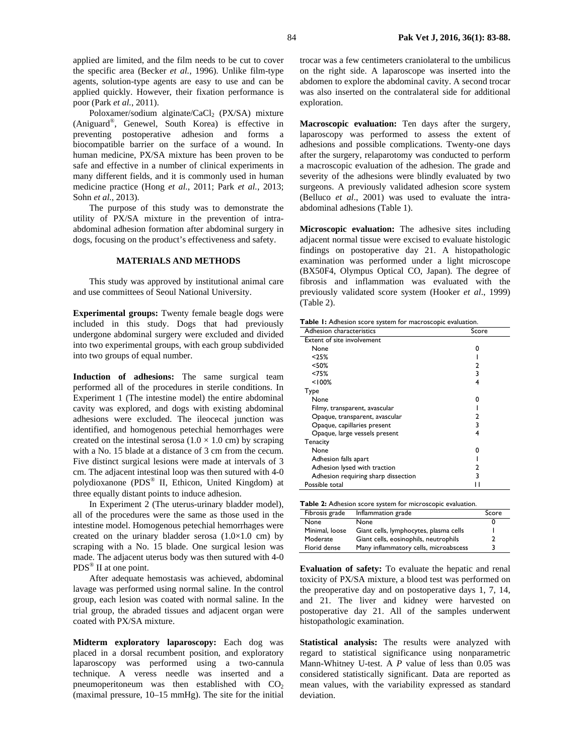applied are limited, and the film needs to be cut to cover the specific area (Becker *et al.*, 1996). Unlike film-type agents, solution-type agents are easy to use and can be applied quickly. However, their fixation performance is poor (Park *et al.*, 2011).

Poloxamer/sodium alginate/$CaCl_2$ (PX/SA) mixture (Aniguard®, Genewel, South Korea) is effective in preventing postoperative adhesion and forms a biocompatible barrier on the surface of a wound. In human medicine, PX/SA mixture has been proven to be safe and effective in a number of clinical experiments in many different fields, and it is commonly used in human medicine practice (Hong *et al.*, 2011; Park *et al.*, 2013; Sohn *et al.*, 2013).

The purpose of this study was to demonstrate the utility of PX/SA mixture in the prevention of intra-abdominal adhesion formation after abdominal surgery in dogs, focusing on the product's effectiveness and safety.

## MATERIALS AND METHODS

This study was approved by institutional animal care and use committees of Seoul National University.

**Experimental groups:** Twenty female beagle dogs were included in this study. Dogs that had previously undergone abdominal surgery were excluded and divided into two experimental groups, with each group subdivided into two groups of equal number.

**Induction of adhesions:** The same surgical team performed all of the procedures in sterile conditions. In Experiment 1 (The intestine model) the entire abdominal cavity was explored, and dogs with existing abdominal adhesions were excluded. The ileocecal junction was identified, and homogenous petechial hemorrhages were created on the intestinal serosa (1.0 × 1.0 cm) by scraping with a No. 15 blade at a distance of 3 cm from the cecum. Five distinct surgical lesions were made at intervals of 3 cm. The adjacent intestinal loop was then sutured with 4-0 polydioxanone (PDS® II, Ethicon, United Kingdom) at three equally distant points to induce adhesion.

In Experiment 2 (The uterus-urinary bladder model), all of the procedures were the same as those used in the intestine model. Homogenous petechial hemorrhages were created on the urinary bladder serosa (1.0×1.0 cm) by scraping with a No. 15 blade. One surgical lesion was made. The adjacent uterus body was then sutured with 4-0 PDS® II at one point.

After adequate hemostasis was achieved, abdominal lavage was performed using normal saline. In the control group, each lesion was coated with normal saline. In the trial group, the abraded tissues and adjacent organ were coated with PX/SA mixture.

**Midterm exploratory laparoscopy:** Each dog was placed in a dorsal recumbent position, and exploratory laparoscopy was performed using a two-cannula technique. A veress needle was inserted and a pneumoperitoneum was then established with $CO_2$ (maximal pressure, 10–15 mmHg). The site for the initial trocar was a few centimeters craniolateral to the umbilicus on the right side. A laparoscope was inserted into the abdomen to explore the abdominal cavity. A second trocar was also inserted on the contralateral side for additional exploration.

**Macroscopic evaluation:** Ten days after the surgery, laparoscopy was performed to assess the extent of adhesions and possible complications. Twenty-one days after the surgery, relaparotomy was conducted to perform a macroscopic evaluation of the adhesion. The grade and severity of the adhesions were blindly evaluated by two surgeons. A previously validated adhesion score system (Belluco *et al*., 2001) was used to evaluate the intra-abdominal adhesions (Table 1).

**Microscopic evaluation:** The adhesive sites including adjacent normal tissue were excised to evaluate histologic findings on postoperative day 21. A histopathologic examination was performed under a light microscope (BX50F4, Olympus Optical CO, Japan). The degree of fibrosis and inflammation was evaluated with the previously validated score system (Hooker *et al*., 1999) (Table 2).

**Table 1:** Adhesion score system for macroscopic evaluation.

| Adhesion characteristics | Score |
|---|---|
| Extent of site involvement | |
| None | 0 |
| <25% | 1 |
| <50% | 2 |
| <75% | 3 |
| <100% | 4 |
| Type | |
| None | 0 |
| Filmy, transparent, avascular | 1 |
| Opaque, transparent, avascular | 2 |
| Opaque, capillaries present | 3 |
| Opaque, large vessels present | 4 |
| Tenacity | |
| None | 0 |
| Adhesion falls apart | 1 |
| Adhesion lysed with traction | 2 |
| Adhesion requiring sharp dissection | 3 |
| Possible total | 11 |

**Table 2:** Adhesion score system for microscopic evaluation.

| Fibrosis grade | Inflammation grade | Score |
|---|---|---|
| None | None | 0 |
| Minimal, loose | Giant cells, lymphocytes, plasma cells | 1 |
| Moderate | Giant cells, eosinophils, neutrophils | 2 |
| Florid dense | Many inflammatory cells, microabscess | 3 |

**Evaluation of safety:** To evaluate the hepatic and renal toxicity of PX/SA mixture, a blood test was performed on the preoperative day and on postoperative days 1, 7, 14, and 21. The liver and kidney were harvested on postoperative day 21. All of the samples underwent histopathologic examination.

**Statistical analysis:** The results were analyzed with regard to statistical significance using nonparametric Mann-Whitney U-test. A $P$ value of less than 0.05 was considered statistically significant. Data are reported as mean values, with the variability expressed as standard deviation.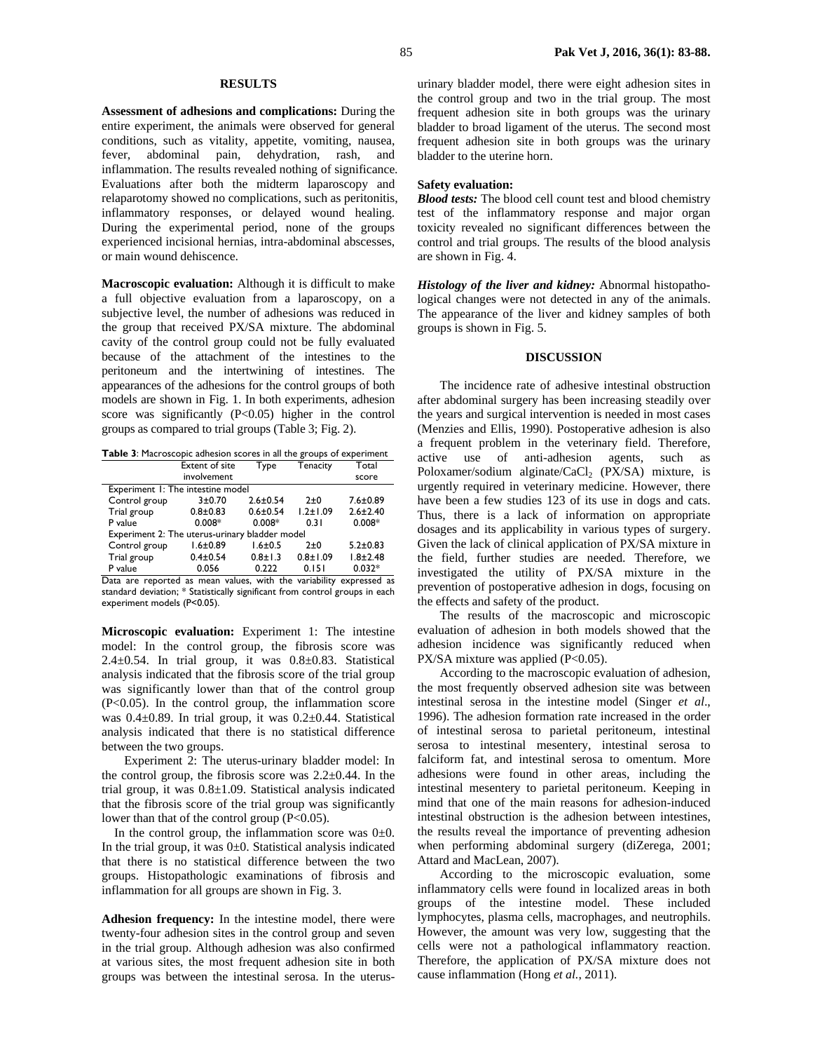## RESULTS

**Assessment of adhesions and complications:** During the entire experiment, the animals were observed for general conditions, such as vitality, appetite, vomiting, nausea, fever, abdominal pain, dehydration, rash, and inflammation. The results revealed nothing of significance. Evaluations after both the midterm laparoscopy and relaparotomy showed no complications, such as peritonitis, inflammatory responses, or delayed wound healing. During the experimental period, none of the groups experienced incisional hernias, intra-abdominal abscesses, or main wound dehiscence.

**Macroscopic evaluation:** Although it is difficult to make a full objective evaluation from a laparoscopy, on a subjective level, the number of adhesions was reduced in the group that received PX/SA mixture. The abdominal cavity of the control group could not be fully evaluated because of the attachment of the intestines to the peritoneum and the intertwining of intestines. The appearances of the adhesions for the control groups of both models are shown in Fig. 1. In both experiments, adhesion score was significantly (P<0.05) higher in the control groups as compared to trial groups (Table 3; Fig. 2).

**Table 3**: Macroscopic adhesion scores in all the groups of experiment

| | Extent of site involvement | Type | Tenacity | Total score |
|---|---|---|---|---|
| Experiment 1: The intestine model | | | | |
| Control group | 3±0.70 | 2.6±0.54 | 2±0 | 7.6±0.89 |
| Trial group | 0.8±0.83 | 0.6±0.54 | 1.2±1.09 | 2.6±2.40 |
| P value | 0.008* | 0.008* | 0.31 | 0.008* |
| Experiment 2: The uterus-urinary bladder model | | | | |
| Control group | 1.6±0.89 | 1.6±0.5 | 2±0 | 5.2±0.83 |
| Trial group | 0.4±0.54 | 0.8±1.3 | 0.8±1.09 | 1.8±2.48 |
| P value | 0.056 | 0.222 | 0.151 | 0.032* |

Data are reported as mean values, with the variability expressed as standard deviation; * Statistically significant from control groups in each experiment models (P<0.05).

**Microscopic evaluation:** Experiment 1: The intestine model: In the control group, the fibrosis score was 2.4±0.54. In trial group, it was 0.8±0.83. Statistical analysis indicated that the fibrosis score of the trial group was significantly lower than that of the control group (P<0.05). In the control group, the inflammation score was 0.4±0.89. In trial group, it was 0.2±0.44. Statistical analysis indicated that there is no statistical difference between the two groups.

Experiment 2: The uterus-urinary bladder model: In the control group, the fibrosis score was 2.2±0.44. In the trial group, it was 0.8±1.09. Statistical analysis indicated that the fibrosis score of the trial group was significantly lower than that of the control group (P<0.05).

In the control group, the inflammation score was 0±0. In the trial group, it was 0±0. Statistical analysis indicated that there is no statistical difference between the two groups. Histopathologic examinations of fibrosis and inflammation for all groups are shown in Fig. 3.

**Adhesion frequency:** In the intestine model, there were twenty-four adhesion sites in the control group and seven in the trial group. Although adhesion was also confirmed at various sites, the most frequent adhesion site in both groups was between the intestinal serosa. In the uterus-urinary bladder model, there were eight adhesion sites in the control group and two in the trial group. The most frequent adhesion site in both groups was the urinary bladder to broad ligament of the uterus. The second most frequent adhesion site in both groups was the urinary bladder to the uterine horn.

**Safety evaluation:**

***Blood tests:*** The blood cell count test and blood chemistry test of the inflammatory response and major organ toxicity revealed no significant differences between the control and trial groups. The results of the blood analysis are shown in Fig. 4.

***Histology of the liver and kidney:*** Abnormal histopathological changes were not detected in any of the animals. The appearance of the liver and kidney samples of both groups is shown in Fig. 5.

## DISCUSSION

The incidence rate of adhesive intestinal obstruction after abdominal surgery has been increasing steadily over the years and surgical intervention is needed in most cases (Menzies and Ellis, 1990). Postoperative adhesion is also a frequent problem in the veterinary field. Therefore, active use of anti-adhesion agents, such as Poloxamer/sodium alginate/$CaCl_2$ (PX/SA) mixture, is urgently required in veterinary medicine. However, there have been a few studies 123 of its use in dogs and cats. Thus, there is a lack of information on appropriate dosages and its applicability in various types of surgery. Given the lack of clinical application of PX/SA mixture in the field, further studies are needed. Therefore, we investigated the utility of PX/SA mixture in the prevention of postoperative adhesion in dogs, focusing on the effects and safety of the product.

The results of the macroscopic and microscopic evaluation of adhesion in both models showed that the adhesion incidence was significantly reduced when PX/SA mixture was applied (P<0.05).

According to the macroscopic evaluation of adhesion, the most frequently observed adhesion site was between intestinal serosa in the intestine model (Singer *et al*., 1996). The adhesion formation rate increased in the order of intestinal serosa to parietal peritoneum, intestinal serosa to intestinal mesentery, intestinal serosa to falciform fat, and intestinal serosa to omentum. More adhesions were found in other areas, including the intestinal mesentery to parietal peritoneum. Keeping in mind that one of the main reasons for adhesion-induced intestinal obstruction is the adhesion between intestines, the results reveal the importance of preventing adhesion when performing abdominal surgery (diZerega, 2001; Attard and MacLean, 2007).

According to the microscopic evaluation, some inflammatory cells were found in localized areas in both groups of the intestine model. These included lymphocytes, plasma cells, macrophages, and neutrophils. However, the amount was very low, suggesting that the cells were not a pathological inflammatory reaction. Therefore, the application of PX/SA mixture does not cause inflammation (Hong *et al.*, 2011).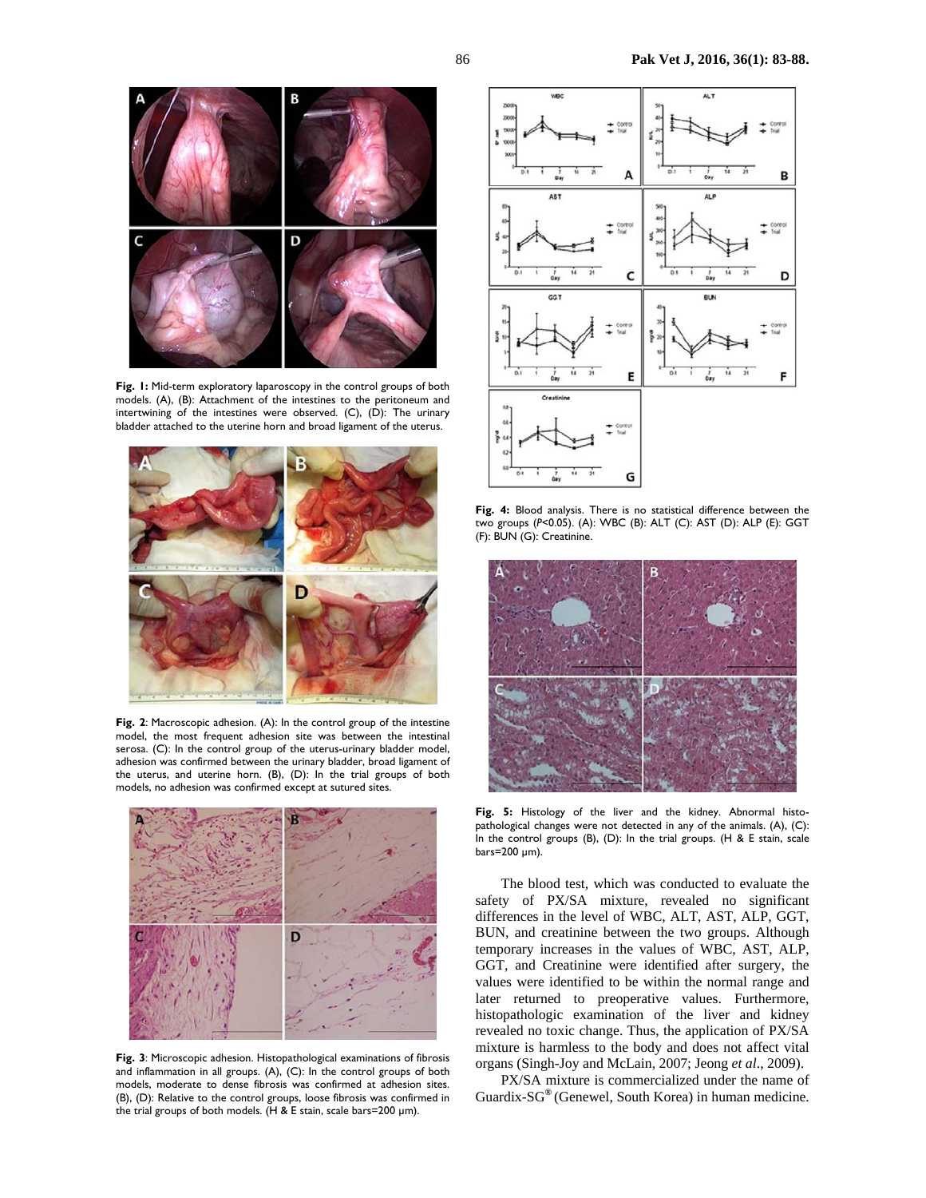**Fig. 1:** Mid-term exploratory laparoscopy in the control groups of both models. (A), (B): Attachment of the intestines to the peritoneum and intertwining of the intestines were observed. (C), (D): The urinary bladder attached to the uterine horn and broad ligament of the uterus.

**Fig. 2**: Macroscopic adhesion. (A): In the control group of the intestine model, the most frequent adhesion site was between the intestinal serosa. (C): In the control group of the uterus-urinary bladder model, adhesion was confirmed between the urinary bladder, broad ligament of the uterus, and uterine horn. (B), (D): In the trial groups of both models, no adhesion was confirmed except at sutured sites.

**Fig. 3**: Microscopic adhesion. Histopathological examinations of fibrosis and inflammation in all groups. (A), (C): In the control groups of both models, moderate to dense fibrosis was confirmed at adhesion sites. (B), (D): Relative to the control groups, loose fibrosis was confirmed in the trial groups of both models. (H & E stain, scale bars=200 μm).

**Fig. 4:** Blood analysis. There is no statistical difference between the two groups ($P<0.05$). (A): WBC (B): ALT (C): AST (D): ALP (E): GGT (F): BUN (G): Creatinine.

**Fig. 5:** Histology of the liver and the kidney. Abnormal histopathological changes were not detected in any of the animals. (A), (C): In the control groups (B), (D): In the trial groups. (H & E stain, scale bars=200 μm).

The blood test, which was conducted to evaluate the safety of PX/SA mixture, revealed no significant differences in the level of WBC, ALT, AST, ALP, GGT, BUN, and creatinine between the two groups. Although temporary increases in the values of WBC, AST, ALP, GGT, and Creatinine were identified after surgery, the values were identified to be within the normal range and later returned to preoperative values. Furthermore, histopathologic examination of the liver and kidney revealed no toxic change. Thus, the application of PX/SA mixture is harmless to the body and does not affect vital organs (Singh-Joy and McLain, 2007; Jeong *et al*., 2009).

PX/SA mixture is commercialized under the name of Guardix-SG® (Genewel, South Korea) in human medicine.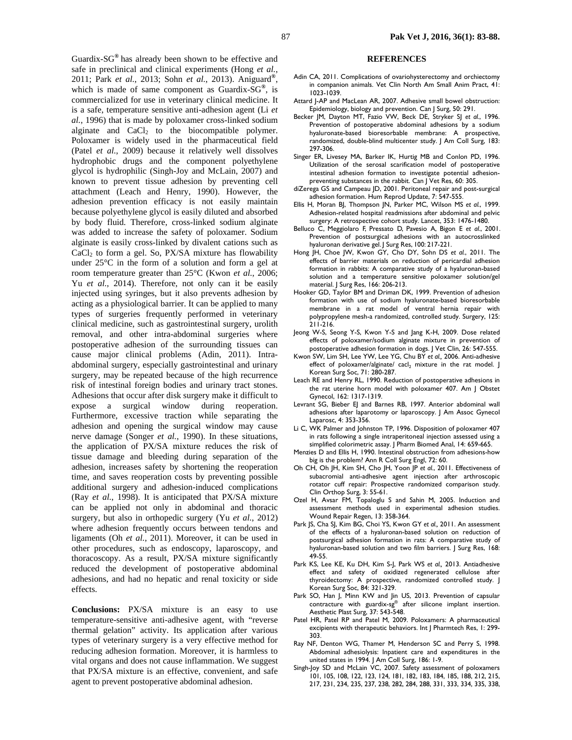Guardix-SG® has already been shown to be effective and safe in preclinical and clinical experiments (Hong *et al.*, 2011; Park *et al.*, 2013; Sohn *et al.*, 2013). Aniguard®, which is made of same component as Guardix-SG®, is commercialized for use in veterinary clinical medicine. It is a safe, temperature sensitive anti-adhesion agent (Li *et al.*, 1996) that is made by poloxamer cross-linked sodium alginate and $CaCl_2$ to the biocompatible polymer. Poloxamer is widely used in the pharmaceutical field (Patel *et al.*, 2009) because it relatively well dissolves hydrophobic drugs and the component polyethylene glycol is hydrophilic (Singh-Joy and McLain, 2007) and known to prevent tissue adhesion by preventing cell attachment (Leach and Henry, 1990). However, the adhesion prevention efficacy is not easily maintain because polyethylene glycol is easily diluted and absorbed by body fluid. Therefore, cross-linked sodium alginate was added to increase the safety of poloxamer. Sodium alginate is easily cross-linked by divalent cations such as $CaCl_2$ to form a gel. So, PX/SA mixture has flowability under 25°C in the form of a solution and form a gel at room temperature greater than 25°C (Kwon *et al.*, 2006; Yu *et al.*, 2014). Therefore, not only can it be easily injected using syringes, but it also prevents adhesion by acting as a physiological barrier. It can be applied to many types of surgeries frequently performed in veterinary clinical medicine, such as gastrointestinal surgery, urolith removal, and other intra-abdominal surgeries where postoperative adhesion of the surrounding tissues can cause major clinical problems (Adin, 2011). Intra-abdominal surgery, especially gastrointestinal and urinary surgery, may be repeated because of the high recurrence risk of intestinal foreign bodies and urinary tract stones. Adhesions that occur after disk surgery make it difficult to expose a surgical window during reoperation. Furthermore, excessive traction while separating the adhesion and opening the surgical window may cause nerve damage (Songer *et al.*, 1990). In these situations, the application of PX/SA mixture reduces the risk of tissue damage and bleeding during separation of the adhesion, increases safety by shortening the reoperation time, and saves reoperation costs by preventing possible additional surgery and adhesion-induced complications (Ray *et al.*, 1998). It is anticipated that PX/SA mixture can be applied not only in abdominal and thoracic surgery, but also in orthopedic surgery (Yu *et al.*, 2012) where adhesion frequently occurs between tendons and ligaments (Oh *et al.*, 2011). Moreover, it can be used in other procedures, such as endoscopy, laparoscopy, and thoracoscopy. As a result, PX/SA mixture significantly reduced the development of postoperative abdominal adhesions, and had no hepatic and renal toxicity or side effects.

**Conclusions:** PX/SA mixture is an easy to use temperature-sensitive anti-adhesive agent, with "reverse thermal gelation" activity. Its application after various types of veterinary surgery is a very effective method for reducing adhesion formation. Moreover, it is harmless to vital organs and does not cause inflammation. We suggest that PX/SA mixture is an effective, convenient, and safe agent to prevent postoperative abdominal adhesion.

## REFERENCES

Adin CA, 2011. Complications of ovariohysterectomy and orchiectomy in companion animals. Vet Clin North Am Small Anim Pract, 41: 1023-1039.

Attard J-AP and MacLean AR, 2007. Adhesive small bowel obstruction: Epidemiology, biology and prevention. Can J Surg, 50: 291.

Becker JM, Dayton MT, Fazio VW, Beck DE, Stryker SJ *et al.*, 1996. Prevention of postoperative abdominal adhesions by a sodium hyaluronate-based bioresorbable membrane: A prospective, randomized, double-blind multicenter study. J Am Coll Surg, 183: 297-306.

Singer ER, Livesey MA, Barker IK, Hurtig MB and Conlon PD, 1996. Utilization of the serosal scarification model of postoperative intestinal adhesion formation to investigate potential adhesion-preventing substances in the rabbit. Can J Vet Res, 60: 305.

diZerega GS and Campeau JD, 2001. Peritoneal repair and post-surgical adhesion formation. Hum Reprod Update, 7: 547-555.

Ellis H, Moran BJ, Thompson JN, Parker MC, Wilson MS *et al.*, 1999. Adhesion-related hospital readmissions after abdominal and pelvic surgery: A retrospective cohort study. Lancet, 353: 1476-1480.

Belluco C, Meggiolaro F, Pressato D, Pavesio A, Bigon E *et al.*, 2001. Prevention of postsurgical adhesions with an autocrosslinked hyaluronan derivative gel. J Surg Res, 100: 217-221.

Hong JH, Choe JW, Kwon GY, Cho DY, Sohn DS *et al.*, 2011. The effects of barrier materials on reduction of pericardial adhesion formation in rabbits: A comparative study of a hyaluronan-based solution and a temperature sensitive poloxamer solution/gel material. J Surg Res, 166: 206-213.

Hooker GD, Taylor BM and Driman DK, 1999. Prevention of adhesion formation with use of sodium hyaluronate-based bioresorbable membrane in a rat model of ventral hernia repair with polypropylene mesh-a randomized, controlled study. Surgery, 125: 211-216.

Jeong W-S, Seong Y-S, Kwon Y-S and Jang K-H, 2009. Dose related effects of poloxamer/sodium alginate mixture in prevention of postoperative adhesion formation in dogs. J Vet Clin, 26: 547-555.

Kwon SW, Lim SH, Lee YW, Lee YG, Chu BY *et al.*, 2006. Anti-adhesive effect of poloxamer/alginate/ $cacl_2$ mixture in the rat model. J Korean Surg Soc, 71: 280-287.

Leach RE and Henry RL, 1990. Reduction of postoperative adhesions in the rat uterine horn model with poloxamer 407. Am J Obstet Gynecol, 162: 1317-1319.

Levrant SG, Bieber EJ and Barnes RB, 1997. Anterior abdominal wall adhesions after laparotomy or laparoscopy. J Am Assoc Gynecol Laparosc, 4: 353-356.

Li C, WK Palmer and Johnston TP, 1996. Disposition of poloxamer 407 in rats following a single intraperitoneal injection assessed using a simplified colorimetric assay. J Pharm Biomed Anal, 14: 659-665.

Menzies D and Ellis H, 1990. Intestinal obstruction from adhesions-how big is the problem? Ann R Coll Surg Engl, 72: 60.

Oh CH, Oh JH, Kim SH, Cho JH, Yoon JP *et al.*, 2011. Effectiveness of subacromial anti-adhesive agent injection after arthroscopic rotator cuff repair: Prospective randomized comparison study. Clin Orthop Surg, 3: 55-61.

Ozel H, Avsar FM, Topaloglu S and Sahin M, 2005. Induction and assessment methods used in experimental adhesion studies. Wound Repair Regen, 13: 358-364.

Park JS, Cha SJ, Kim BG, Choi YS, Kwon GY *et al.*, 2011. An assessment of the effects of a hyaluronan-based solution on reduction of postsurgical adhesion formation in rats: A comparative study of hyaluronan-based solution and two film barriers. J Surg Res, 168: 49-55.

Park KS, Lee KE, Ku DH, Kim S-J, Park WS *et al.*, 2013. Antiadhesive effect and safety of oxidized regenerated cellulose after thyroidectomy: A prospective, randomized controlled study. J Korean Surg Soc, 84: 321-329.

Park SO, Han J, Minn KW and Jin US, 2013. Prevention of capsular contracture with guardix-sg® after silicone implant insertion. Aesthetic Plast Surg, 37: 543-548.

Patel HR, Patel RP and Patel M, 2009. Poloxamers: A pharmaceutical excipients with therapeutic behaviors. Int J Pharmtech Res, 1: 299-303.

Ray NF, Denton WG, Thamer M, Henderson SC and Perry S, 1998. Abdominal adhesiolysis: Inpatient care and expenditures in the united states in 1994. J Am Coll Surg, 186: 1-9.

Singh-Joy SD and McLain VC, 2007. Safety assessment of poloxamers 101, 105, 108, 122, 123, 124, 181, 182, 183, 184, 185, 188, 212, 215, 217, 231, 234, 235, 237, 238, 282, 284, 288, 331, 333, 334, 335, 338,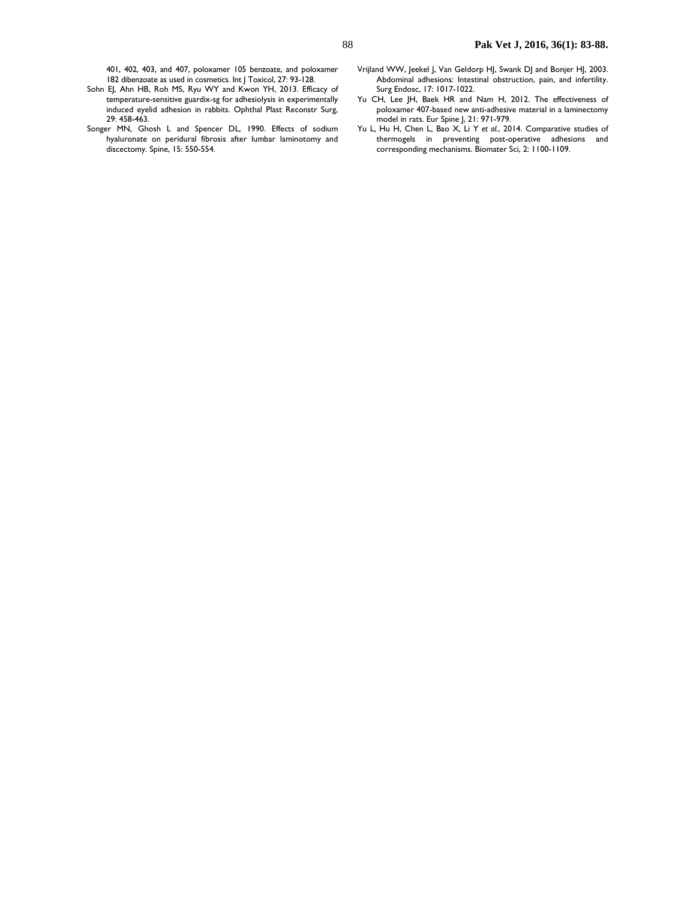401, 402, 403, and 407, poloxamer 105 benzoate, and poloxamer 182 dibenzoate as used in cosmetics. Int J Toxicol, 27: 93-128.

Sohn EJ, Ahn HB, Roh MS, Ryu WY and Kwon YH, 2013. Efficacy of temperature-sensitive guardix-sg for adhesiolysis in experimentally induced eyelid adhesion in rabbits. Ophthal Plast Reconstr Surg, 29: 458-463.

Songer MN, Ghosh L and Spencer DL, 1990. Effects of sodium hyaluronate on peridural fibrosis after lumbar laminotomy and discectomy. Spine, 15: 550-554.

Vrijland WW, Jeekel J, Van Geldorp HJ, Swank DJ and Bonjer HJ, 2003. Abdominal adhesions: Intestinal obstruction, pain, and infertility. Surg Endosc, 17: 1017-1022.

Yu CH, Lee JH, Baek HR and Nam H, 2012. The effectiveness of poloxamer 407-based new anti-adhesive material in a laminectomy model in rats. Eur Spine J, 21: 971-979.

Yu L, Hu H, Chen L, Bao X, Li Y *et al.*, 2014. Comparative studies of thermogels in preventing post-operative adhesions and corresponding mechanisms. Biomater Sci, 2: 1100-1109.